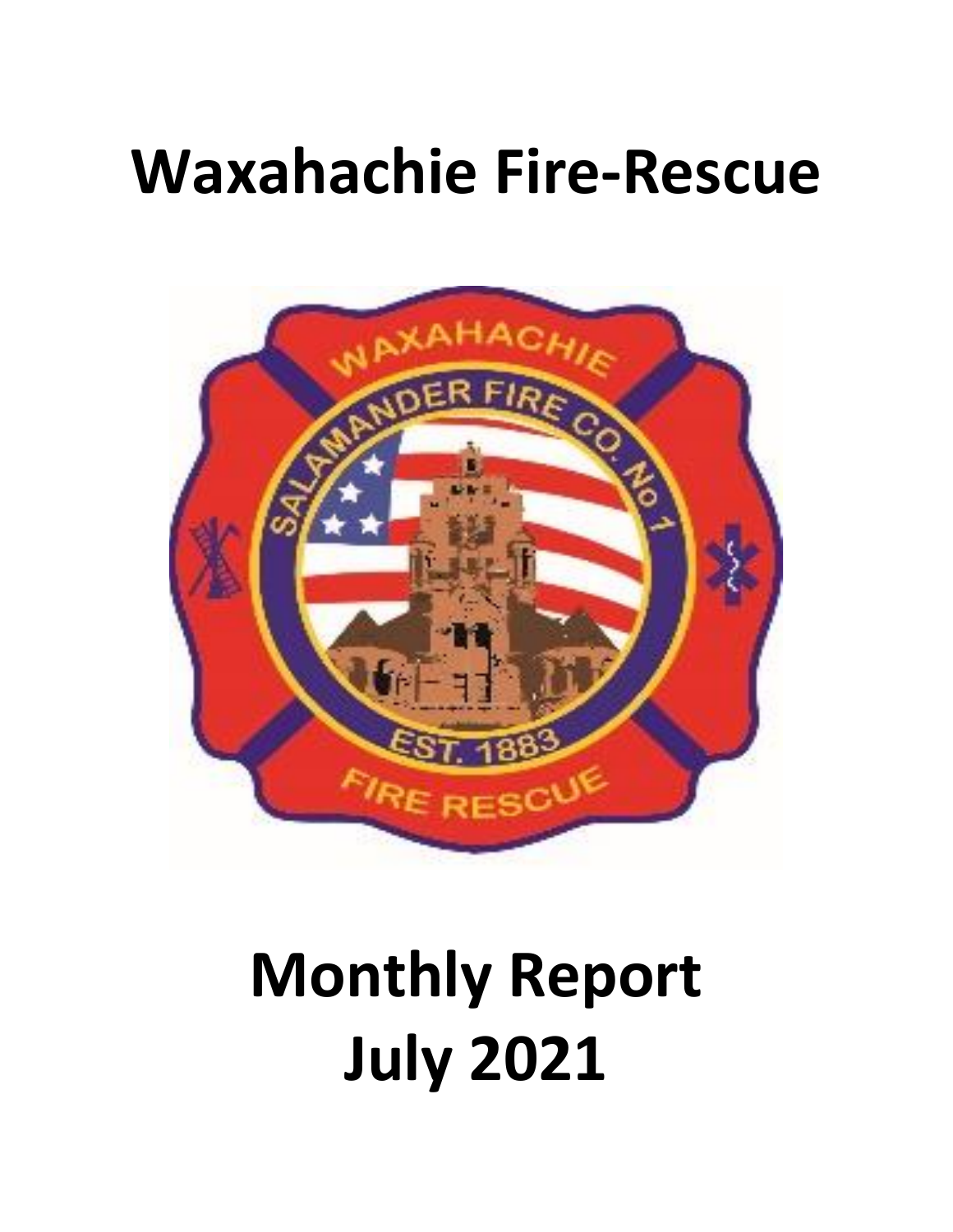# Waxahachie Fire-Rescue

# Monthly Report July 2021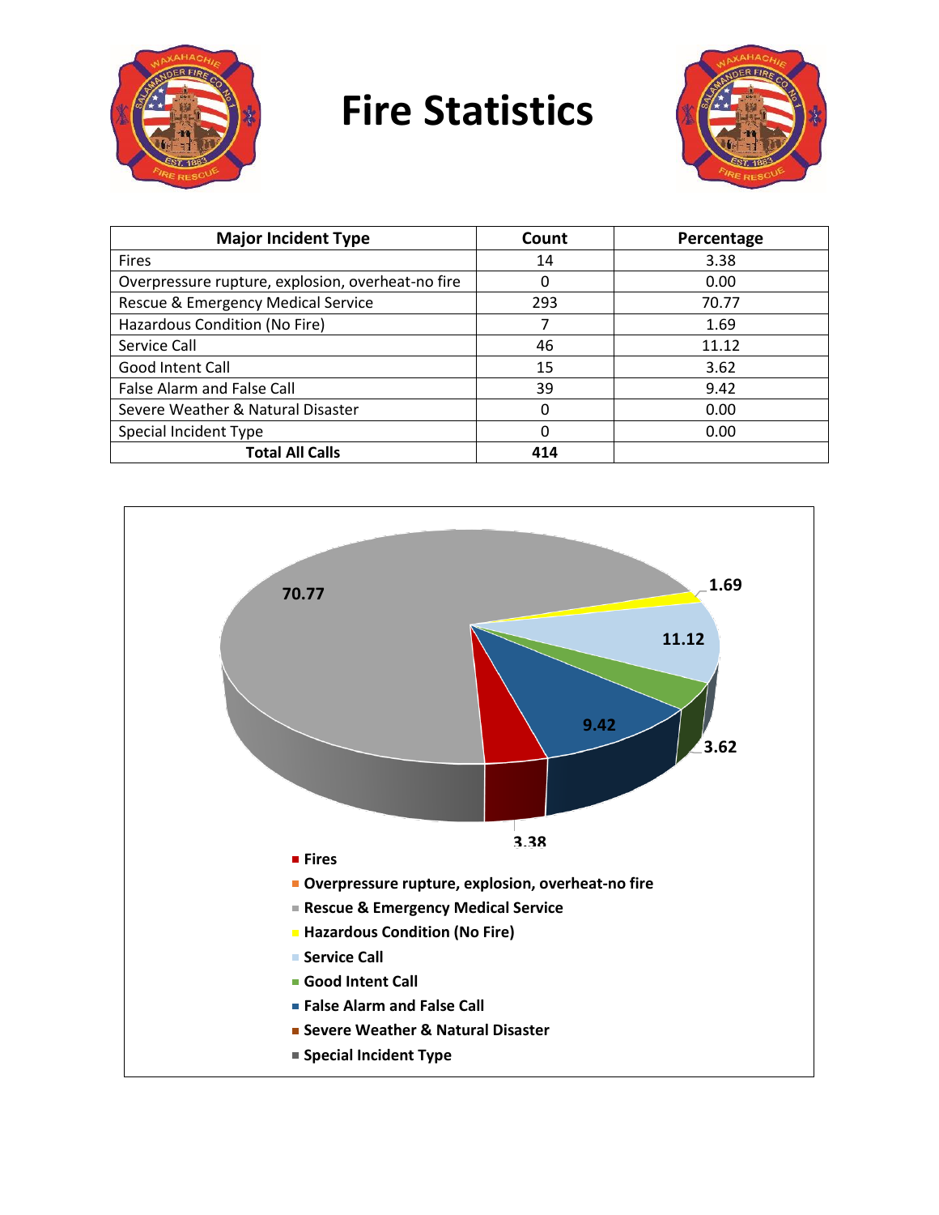# Fire Statistics

| Major Incident Type | Count | Percentage |
|---|---|---|
| Fires | 14 | 3.38 |
| Overpressure rupture, explosion, overheat-no fire | 0 | 0.00 |
| Rescue & Emergency Medical Service | 293 | 70.77 |
| Hazardous Condition (No Fire) | 7 | 1.69 |
| Service Call | 46 | 11.12 |
| Good Intent Call | 15 | 3.62 |
| False Alarm and False Call | 39 | 9.42 |
| Severe Weather & Natural Disaster | 0 | 0.00 |
| Special Incident Type | 0 | 0.00 |
| **Total All Calls** | **414** | |

70.77

1.69

11.12

9.42

3.62

3.38

- Fires
- Overpressure rupture, explosion, overheat-no fire
- Rescue & Emergency Medical Service
- Hazardous Condition (No Fire)
- Service Call
- Good Intent Call
- False Alarm and False Call
- Severe Weather & Natural Disaster
- Special Incident Type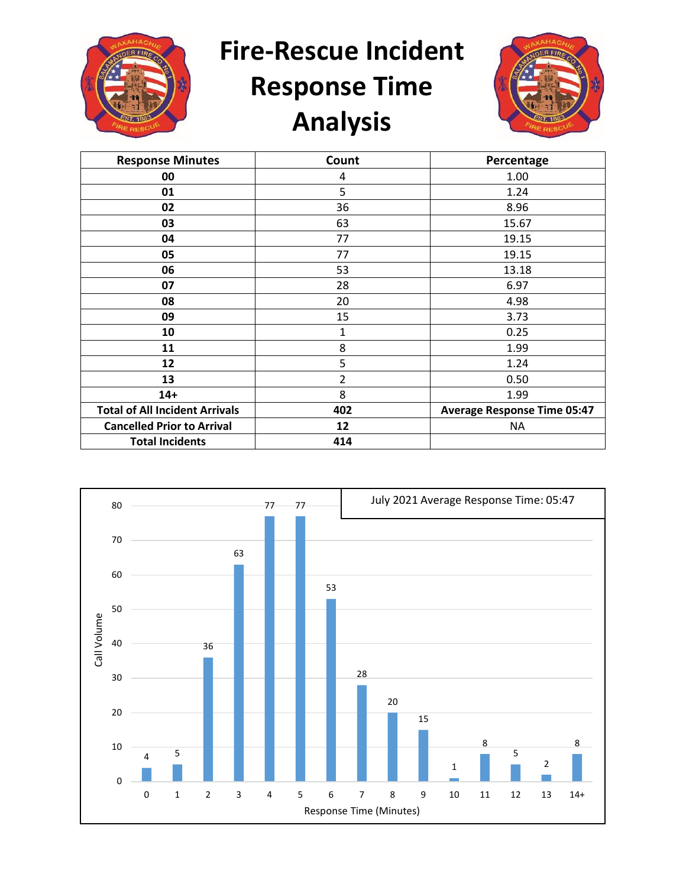# Fire-Rescue Incident Response Time Analysis

| Response Minutes | Count | Percentage |
|---|---|---|
| 00 | 4 | 1.00 |
| 01 | 5 | 1.24 |
| 02 | 36 | 8.96 |
| 03 | 63 | 15.67 |
| 04 | 77 | 19.15 |
| 05 | 77 | 19.15 |
| 06 | 53 | 13.18 |
| 07 | 28 | 6.97 |
| 08 | 20 | 4.98 |
| 09 | 15 | 3.73 |
| 10 | 1 | 0.25 |
| 11 | 8 | 1.99 |
| 12 | 5 | 1.24 |
| 13 | 2 | 0.50 |
| 14+ | 8 | 1.99 |
| **Total of All Incident Arrivals** | **402** | **Average Response Time 05:47** |
| **Cancelled Prior to Arrival** | **12** | NA |
| **Total Incidents** | **414** | |

July 2021 Average Response Time: 05:47

Call Volume

80
70
60
50
40
30
20
10
0

4 5 36 63 77 77 53 28 20 15 1 8 5 2 8

0 1 2 3 4 5 6 7 8 9 10 11 12 13 14+

Response Time (Minutes)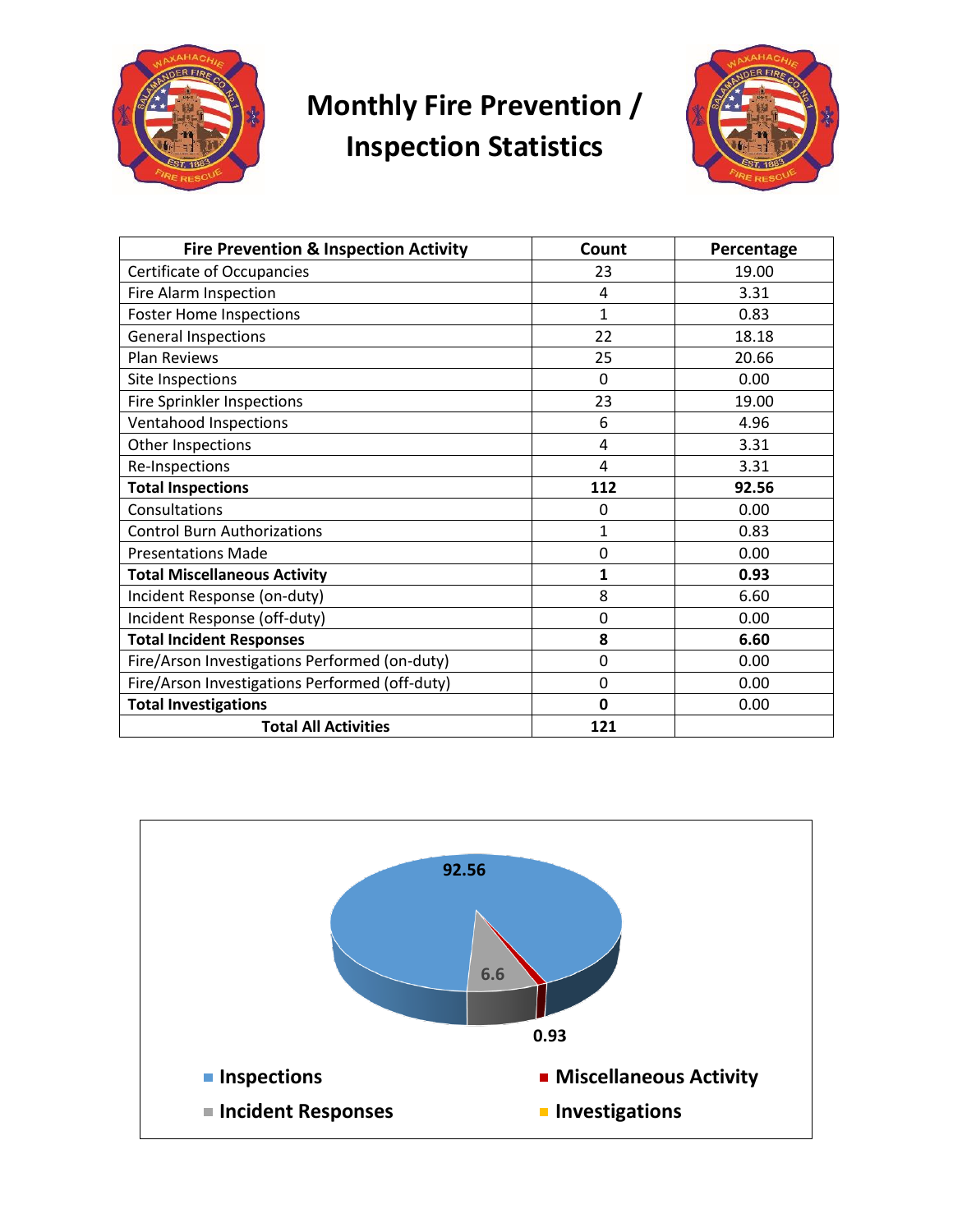# Monthly Fire Prevention / Inspection Statistics

| Fire Prevention & Inspection Activity | Count | Percentage |
|---|---|---|
| Certificate of Occupancies | 23 | 19.00 |
| Fire Alarm Inspection | 4 | 3.31 |
| Foster Home Inspections | 1 | 0.83 |
| General Inspections | 22 | 18.18 |
| Plan Reviews | 25 | 20.66 |
| Site Inspections | 0 | 0.00 |
| Fire Sprinkler Inspections | 23 | 19.00 |
| Ventahood Inspections | 6 | 4.96 |
| Other Inspections | 4 | 3.31 |
| Re-Inspections | 4 | 3.31 |
| **Total Inspections** | **112** | **92.56** |
| Consultations | 0 | 0.00 |
| Control Burn Authorizations | 1 | 0.83 |
| Presentations Made | 0 | 0.00 |
| **Total Miscellaneous Activity** | **1** | **0.93** |
| Incident Response (on-duty) | 8 | 6.60 |
| Incident Response (off-duty) | 0 | 0.00 |
| **Total Incident Responses** | **8** | **6.60** |
| Fire/Arson Investigations Performed (on-duty) | 0 | 0.00 |
| Fire/Arson Investigations Performed (off-duty) | 0 | 0.00 |
| **Total Investigations** | **0** | 0.00 |
| **Total All Activities** | **121** | |

92.56

6.6

0.93

Inspections

Miscellaneous Activity

Incident Responses

Investigations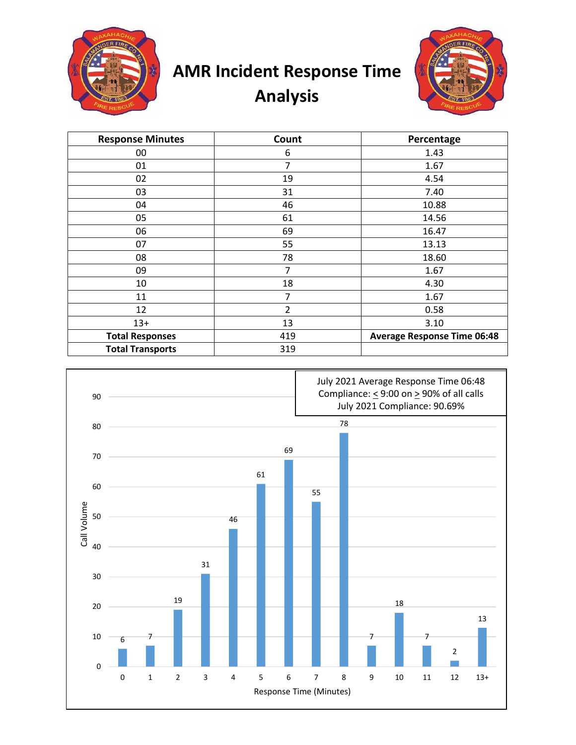# AMR Incident Response Time Analysis

| Response Minutes | Count | Percentage |
|---|---|---|
| 00 | 6 | 1.43 |
| 01 | 7 | 1.67 |
| 02 | 19 | 4.54 |
| 03 | 31 | 7.40 |
| 04 | 46 | 10.88 |
| 05 | 61 | 14.56 |
| 06 | 69 | 16.47 |
| 07 | 55 | 13.13 |
| 08 | 78 | 18.60 |
| 09 | 7 | 1.67 |
| 10 | 18 | 4.30 |
| 11 | 7 | 1.67 |
| 12 | 2 | 0.58 |
| 13+ | 13 | 3.10 |
| **Total Responses** | 419 | **Average Response Time 06:48** |
| **Total Transports** | 319 | |

July 2021 Average Response Time 06:48
Compliance: ≤ 9:00 on ≥ 90% of all calls
July 2021 Compliance: 90.69%

Call Volume

Response Time (Minutes)

0 1 2 3 4 5 6 7 8 9 10 11 12 13+

6 7 19 31 46 61 69 55 78 7 18 7 2 13